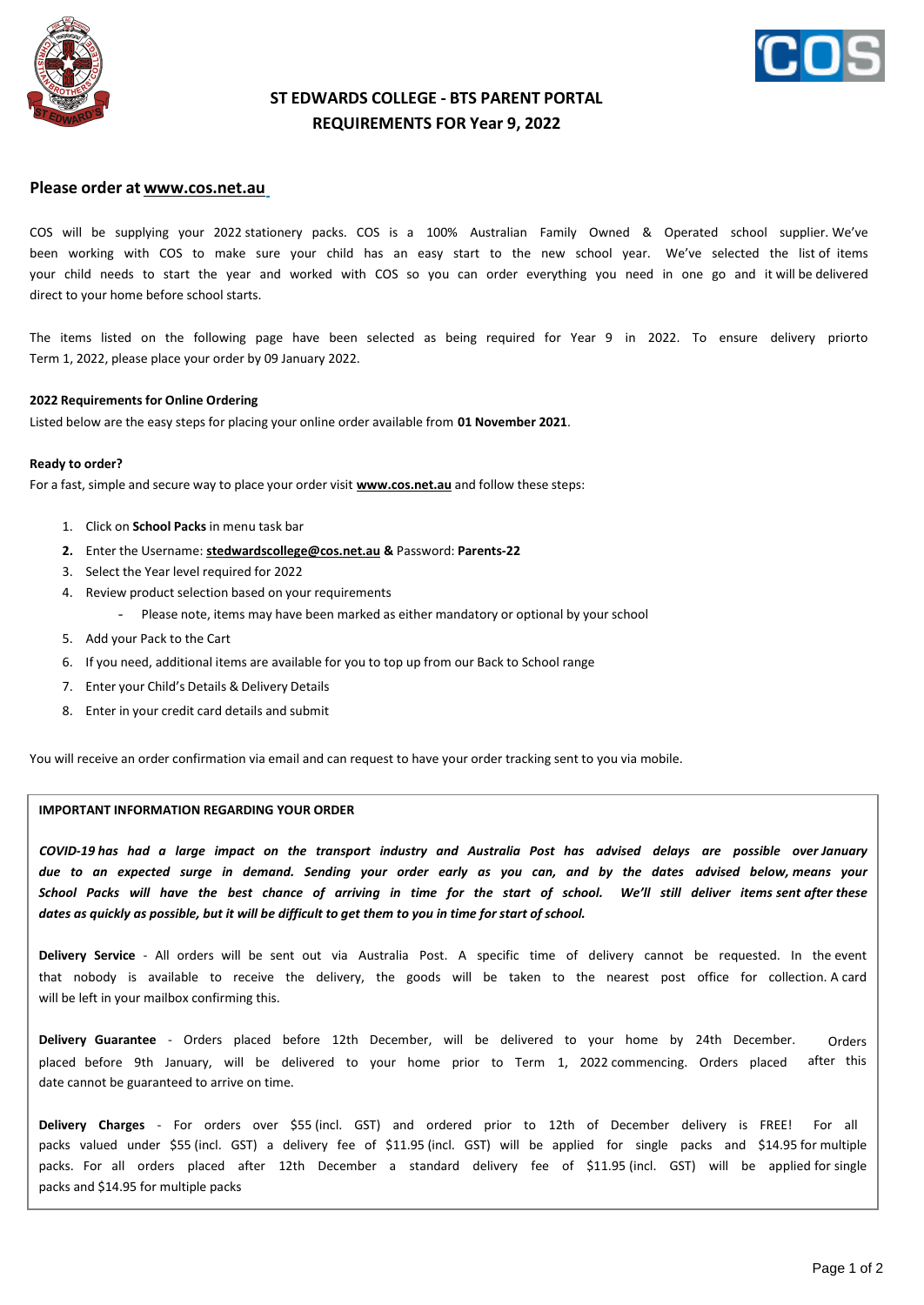# ST EDWARDS COLLEGE - BTS PARENT PORTAL
# REQUIREMENTS FOR Year 9, 2022

## Please order at www.cos.net.au

COS will be supplying your 2022 stationery packs. COS is a 100% Australian Family Owned & Operated school supplier. We've been working with COS to make sure your child has an easy start to the new school year. We've selected the list of items your child needs to start the year and worked with COS so you can order everything you need in one go and it will be delivered direct to your home before school starts.

The items listed on the following page have been selected as being required for Year 9 in 2022. To ensure delivery priorto Term 1, 2022, please place your order by 09 January 2022.

**2022 Requirements for Online Ordering**

Listed below are the easy steps for placing your online order available from **01 November 2021**.

**Ready to order?**

For a fast, simple and secure way to place your order visit **www.cos.net.au** and follow these steps:

1. Click on **School Packs** in menu task bar
2. Enter the Username: **stedwardscollege@cos.net.au &** Password: **Parents-22**
3. Select the Year level required for 2022
4. Review product selection based on your requirements
   - Please note, items may have been marked as either mandatory or optional by your school
5. Add your Pack to the Cart
6. If you need, additional items are available for you to top up from our Back to School range
7. Enter your Child's Details & Delivery Details
8. Enter in your credit card details and submit

You will receive an order confirmation via email and can request to have your order tracking sent to you via mobile.

**IMPORTANT INFORMATION REGARDING YOUR ORDER**

***COVID-19 has had a large impact on the transport industry and Australia Post has advised delays are possible over January due to an expected surge in demand. Sending your order early as you can, and by the dates advised below, means your School Packs will have the best chance of arriving in time for the start of school. We'll still deliver items sent after these dates as quickly as possible, but it will be difficult to get them to you in time for start of school.***

**Delivery Service** - All orders will be sent out via Australia Post. A specific time of delivery cannot be requested. In the event that nobody is available to receive the delivery, the goods will be taken to the nearest post office for collection. A card will be left in your mailbox confirming this.

**Delivery Guarantee** - Orders placed before 12th December, will be delivered to your home by 24th December. Orders placed before 9th January, will be delivered to your home prior to Term 1, 2022 commencing. Orders placed after this date cannot be guaranteed to arrive on time.

**Delivery Charges** - For orders over $55 (incl. GST) and ordered prior to 12th of December delivery is FREE! For all packs valued under $55 (incl. GST) a delivery fee of $11.95 (incl. GST) will be applied for single packs and $14.95 for multiple packs. For all orders placed after 12th December a standard delivery fee of $11.95 (incl. GST) will be applied for single packs and $14.95 for multiple packs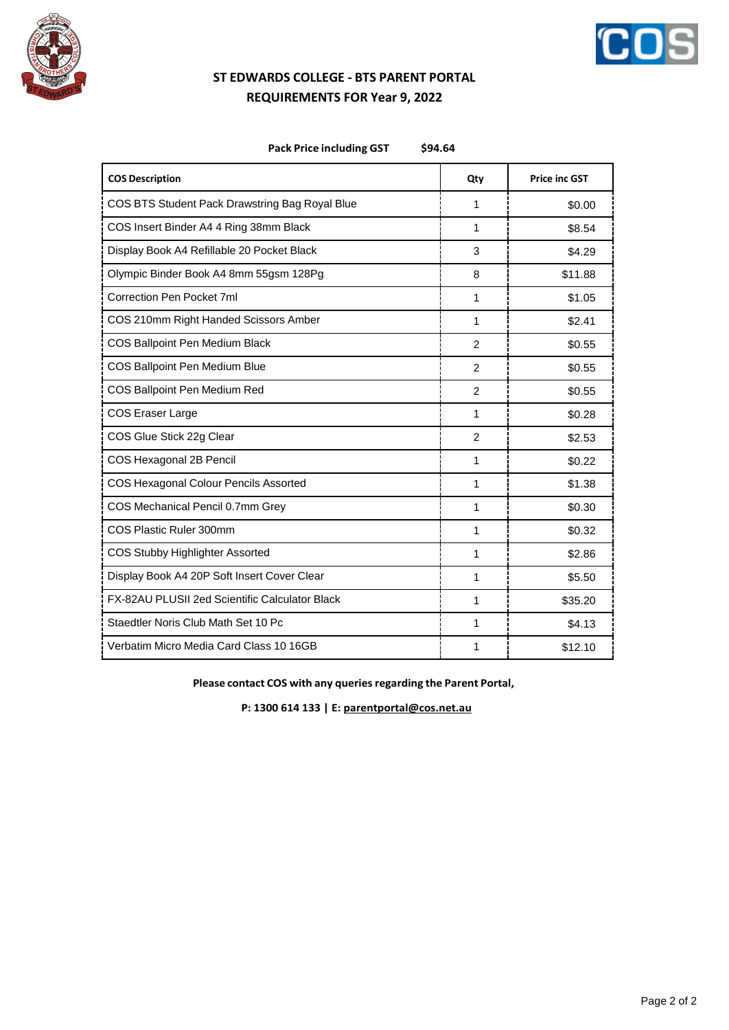## ST EDWARDS COLLEGE - BTS PARENT PORTAL

## REQUIREMENTS FOR Year 9, 2022

**Pack Price including GST** **$94.64**

| COS Description | Qty | Price inc GST |
|---|---|---|
| COS BTS Student Pack Drawstring Bag Royal Blue | 1 | $0.00 |
| COS Insert Binder A4 4 Ring 38mm Black | 1 | $8.54 |
| Display Book A4 Refillable 20 Pocket Black | 3 | $4.29 |
| Olympic Binder Book A4 8mm 55gsm 128Pg | 8 | $11.88 |
| Correction Pen Pocket 7ml | 1 | $1.05 |
| COS 210mm Right Handed Scissors Amber | 1 | $2.41 |
| COS Ballpoint Pen Medium Black | 2 | $0.55 |
| COS Ballpoint Pen Medium Blue | 2 | $0.55 |
| COS Ballpoint Pen Medium Red | 2 | $0.55 |
| COS Eraser Large | 1 | $0.28 |
| COS Glue Stick 22g Clear | 2 | $2.53 |
| COS Hexagonal 2B Pencil | 1 | $0.22 |
| COS Hexagonal Colour Pencils Assorted | 1 | $1.38 |
| COS Mechanical Pencil 0.7mm Grey | 1 | $0.30 |
| COS Plastic Ruler 300mm | 1 | $0.32 |
| COS Stubby Highlighter Assorted | 1 | $2.86 |
| Display Book A4 20P Soft Insert Cover Clear | 1 | $5.50 |
| FX-82AU PLUSII 2ed Scientific Calculator Black | 1 | $35.20 |
| Staedtler Noris Club Math Set 10 Pc | 1 | $4.13 |
| Verbatim Micro Media Card Class 10 16GB | 1 | $12.10 |

**Please contact COS with any queries regarding the Parent Portal,**

**P: 1300 614 133 | E: parentportal@cos.net.au**